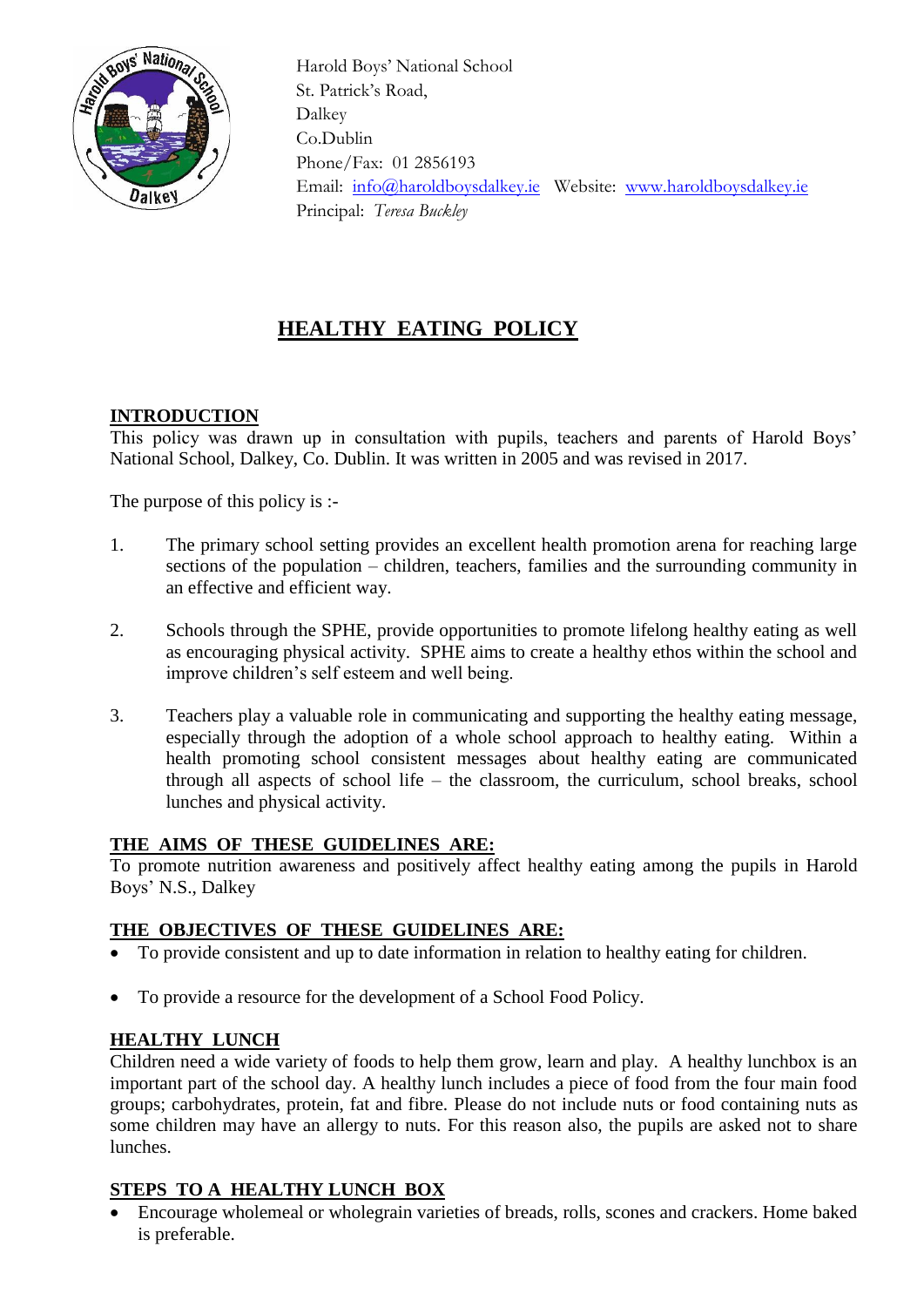Harold Boys' National School
St. Patrick's Road,
Dalkey
Co.Dublin
Phone/Fax: 01 2856193
Email: info@haroldboysdalkey.ie Website: www.haroldboysdalkey.ie
Principal: *Teresa Buckley*

# HEALTHY EATING POLICY

## INTRODUCTION

This policy was drawn up in consultation with pupils, teachers and parents of Harold Boys' National School, Dalkey, Co. Dublin. It was written in 2005 and was revised in 2017.

The purpose of this policy is :-

1. The primary school setting provides an excellent health promotion arena for reaching large sections of the population – children, teachers, families and the surrounding community in an effective and efficient way.

2. Schools through the SPHE, provide opportunities to promote lifelong healthy eating as well as encouraging physical activity. SPHE aims to create a healthy ethos within the school and improve children's self esteem and well being.

3. Teachers play a valuable role in communicating and supporting the healthy eating message, especially through the adoption of a whole school approach to healthy eating. Within a health promoting school consistent messages about healthy eating are communicated through all aspects of school life – the classroom, the curriculum, school breaks, school lunches and physical activity.

## THE AIMS OF THESE GUIDELINES ARE:

To promote nutrition awareness and positively affect healthy eating among the pupils in Harold Boys' N.S., Dalkey

## THE OBJECTIVES OF THESE GUIDELINES ARE:

- To provide consistent and up to date information in relation to healthy eating for children.
- To provide a resource for the development of a School Food Policy.

## HEALTHY LUNCH

Children need a wide variety of foods to help them grow, learn and play. A healthy lunchbox is an important part of the school day. A healthy lunch includes a piece of food from the four main food groups; carbohydrates, protein, fat and fibre. Please do not include nuts or food containing nuts as some children may have an allergy to nuts. For this reason also, the pupils are asked not to share lunches.

## STEPS TO A HEALTHY LUNCH BOX

- Encourage wholemeal or wholegrain varieties of breads, rolls, scones and crackers. Home baked is preferable.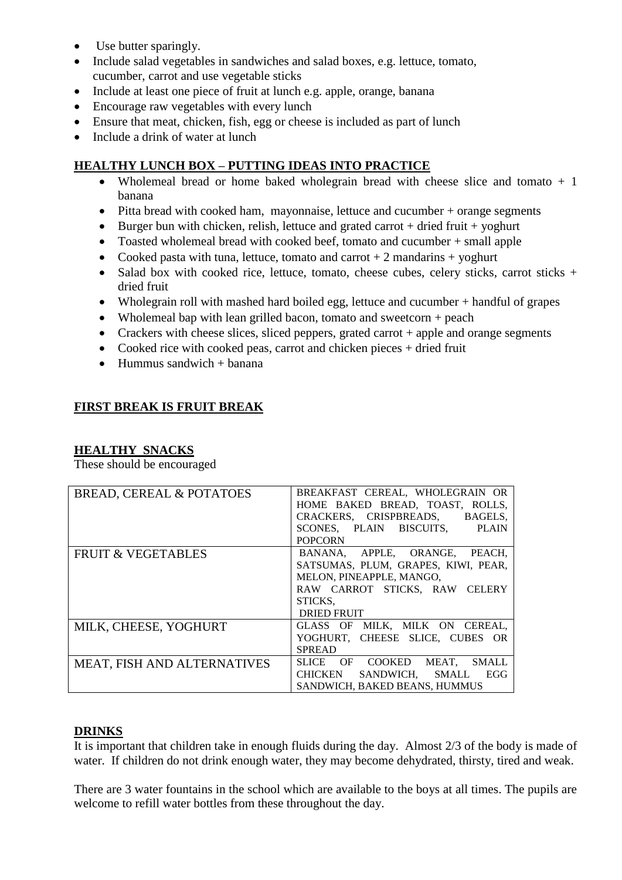- Use butter sparingly.
- Include salad vegetables in sandwiches and salad boxes, e.g. lettuce, tomato, cucumber, carrot and use vegetable sticks
- Include at least one piece of fruit at lunch e.g. apple, orange, banana
- Encourage raw vegetables with every lunch
- Ensure that meat, chicken, fish, egg or cheese is included as part of lunch
- Include a drink of water at lunch

## HEALTHY LUNCH BOX – PUTTING IDEAS INTO PRACTICE

- Wholemeal bread or home baked wholegrain bread with cheese slice and tomato + 1 banana
- Pitta bread with cooked ham, mayonnaise, lettuce and cucumber + orange segments
- Burger bun with chicken, relish, lettuce and grated carrot + dried fruit + yoghurt
- Toasted wholemeal bread with cooked beef, tomato and cucumber + small apple
- Cooked pasta with tuna, lettuce, tomato and carrot + 2 mandarins + yoghurt
- Salad box with cooked rice, lettuce, tomato, cheese cubes, celery sticks, carrot sticks + dried fruit
- Wholegrain roll with mashed hard boiled egg, lettuce and cucumber + handful of grapes
- Wholemeal bap with lean grilled bacon, tomato and sweetcorn + peach
- Crackers with cheese slices, sliced peppers, grated carrot + apple and orange segments
- Cooked rice with cooked peas, carrot and chicken pieces + dried fruit
- Hummus sandwich + banana

## FIRST BREAK IS FRUIT BREAK

## HEALTHY SNACKS

These should be encouraged

| | |
|---|---|
| BREAD, CEREAL & POTATOES | BREAKFAST CEREAL, WHOLEGRAIN OR HOME BAKED BREAD, TOAST, ROLLS, CRACKERS, CRISPBREADS, BAGELS, SCONES, PLAIN BISCUITS, PLAIN POPCORN |
| FRUIT & VEGETABLES | BANANA, APPLE, ORANGE, PEACH, SATSUMAS, PLUM, GRAPES, KIWI, PEAR, MELON, PINEAPPLE, MANGO, RAW CARROT STICKS, RAW CELERY STICKS, DRIED FRUIT |
| MILK, CHEESE, YOGHURT | GLASS OF MILK, MILK ON CEREAL, YOGHURT, CHEESE SLICE, CUBES OR SPREAD |
| MEAT, FISH AND ALTERNATIVES | SLICE OF COOKED MEAT, SMALL CHICKEN SANDWICH, SMALL EGG SANDWICH, BAKED BEANS, HUMMUS |

## DRINKS

It is important that children take in enough fluids during the day. Almost 2/3 of the body is made of water. If children do not drink enough water, they may become dehydrated, thirsty, tired and weak.

There are 3 water fountains in the school which are available to the boys at all times. The pupils are welcome to refill water bottles from these throughout the day.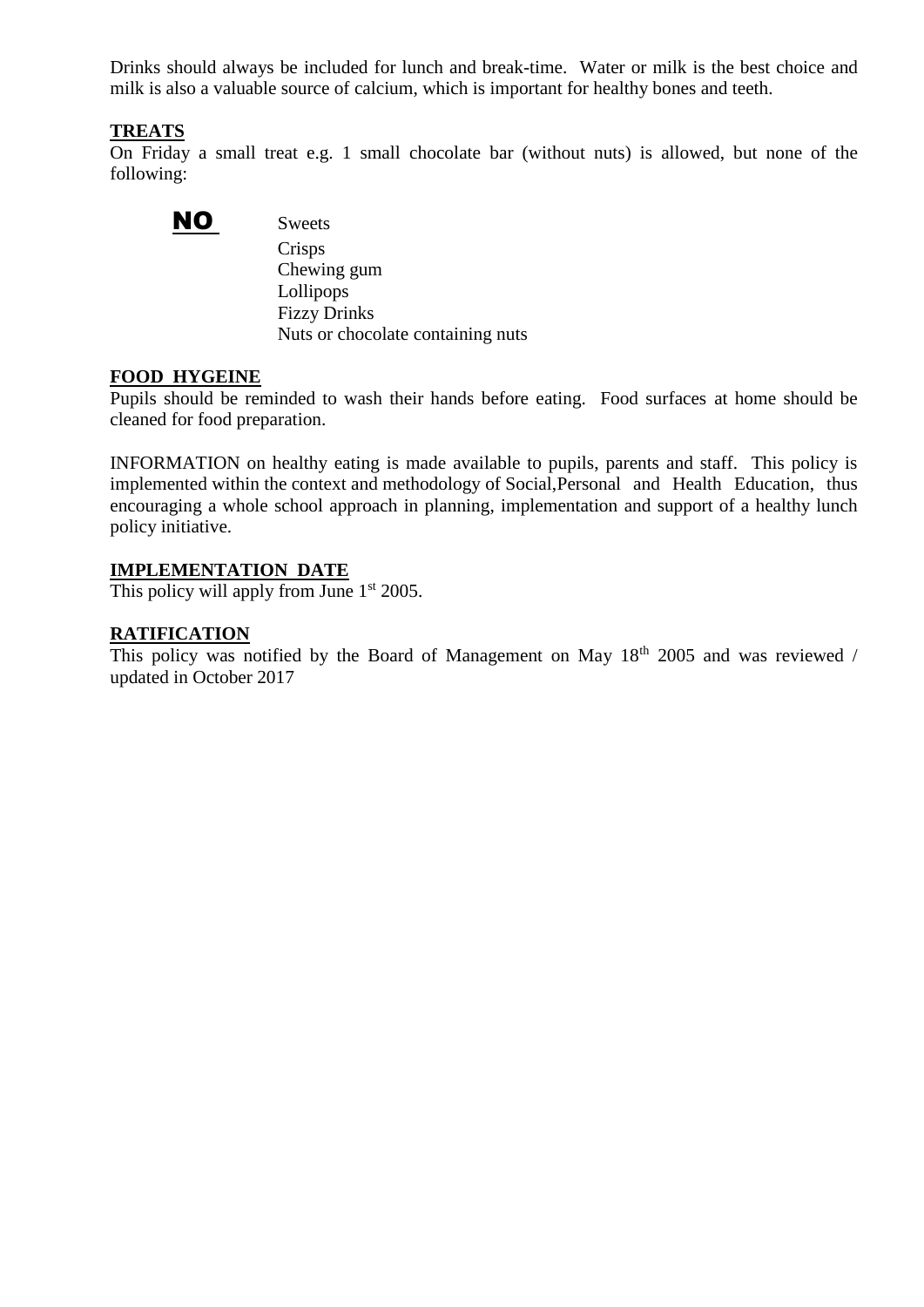Drinks should always be included for lunch and break-time. Water or milk is the best choice and milk is also a valuable source of calcium, which is important for healthy bones and teeth.

**TREATS**

On Friday a small treat e.g. 1 small chocolate bar (without nuts) is allowed, but none of the following:

**NO**

- Sweets
- Crisps
- Chewing gum
- Lollipops
- Fizzy Drinks
- Nuts or chocolate containing nuts

**FOOD HYGEINE**

Pupils should be reminded to wash their hands before eating. Food surfaces at home should be cleaned for food preparation.

INFORMATION on healthy eating is made available to pupils, parents and staff. This policy is implemented within the context and methodology of Social,Personal and Health Education, thus encouraging a whole school approach in planning, implementation and support of a healthy lunch policy initiative.

**IMPLEMENTATION DATE**

This policy will apply from June 1st 2005.

**RATIFICATION**

This policy was notified by the Board of Management on May 18th 2005 and was reviewed / updated in October 2017